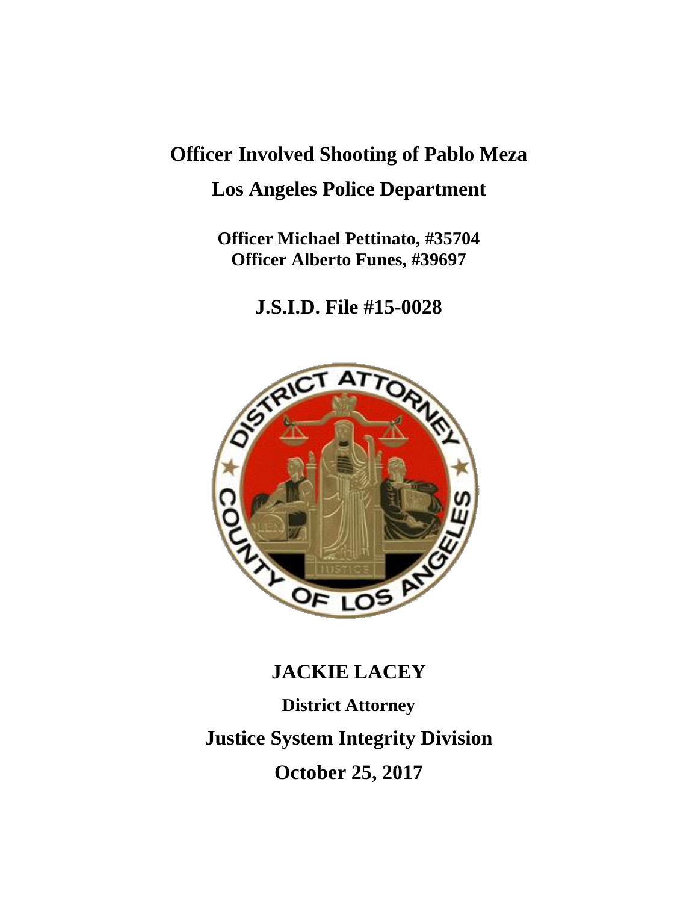# Officer Involved Shooting of Pablo Meza

## Los Angeles Police Department

**Officer Michael Pettinato, #35704**
**Officer Alberto Funes, #39697**

## J.S.I.D. File #15-0028

## JACKIE LACEY

**District Attorney**

## Justice System Integrity Division

## October 25, 2017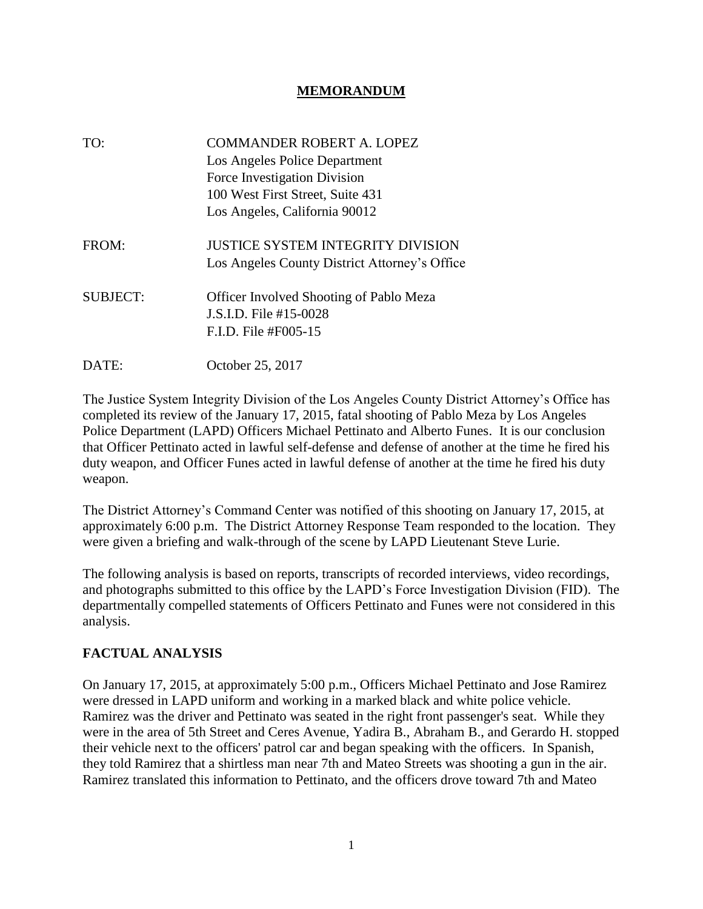# MEMORANDUM

| | |
|---|---|
| TO: | COMMANDER ROBERT A. LOPEZ<br>Los Angeles Police Department<br>Force Investigation Division<br>100 West First Street, Suite 431<br>Los Angeles, California 90012 |
| FROM: | JUSTICE SYSTEM INTEGRITY DIVISION<br>Los Angeles County District Attorney's Office |
| SUBJECT: | Officer Involved Shooting of Pablo Meza<br>J.S.I.D. File #15-0028<br>F.I.D. File #F005-15 |
| DATE: | October 25, 2017 |

The Justice System Integrity Division of the Los Angeles County District Attorney's Office has completed its review of the January 17, 2015, fatal shooting of Pablo Meza by Los Angeles Police Department (LAPD) Officers Michael Pettinato and Alberto Funes. It is our conclusion that Officer Pettinato acted in lawful self-defense and defense of another at the time he fired his duty weapon, and Officer Funes acted in lawful defense of another at the time he fired his duty weapon.

The District Attorney's Command Center was notified of this shooting on January 17, 2015, at approximately 6:00 p.m. The District Attorney Response Team responded to the location. They were given a briefing and walk-through of the scene by LAPD Lieutenant Steve Lurie.

The following analysis is based on reports, transcripts of recorded interviews, video recordings, and photographs submitted to this office by the LAPD's Force Investigation Division (FID). The departmentally compelled statements of Officers Pettinato and Funes were not considered in this analysis.

## FACTUAL ANALYSIS

On January 17, 2015, at approximately 5:00 p.m., Officers Michael Pettinato and Jose Ramirez were dressed in LAPD uniform and working in a marked black and white police vehicle. Ramirez was the driver and Pettinato was seated in the right front passenger's seat. While they were in the area of 5th Street and Ceres Avenue, Yadira B., Abraham B., and Gerardo H. stopped their vehicle next to the officers' patrol car and began speaking with the officers. In Spanish, they told Ramirez that a shirtless man near 7th and Mateo Streets was shooting a gun in the air. Ramirez translated this information to Pettinato, and the officers drove toward 7th and Mateo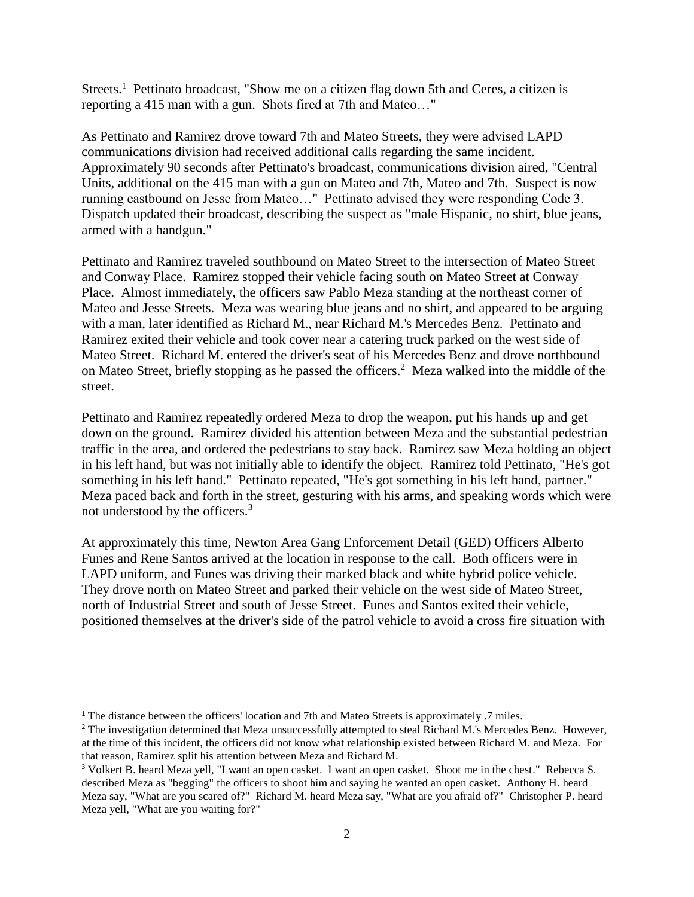Streets.[1] Pettinato broadcast, "Show me on a citizen flag down 5th and Ceres, a citizen is reporting a 415 man with a gun. Shots fired at 7th and Mateo…"

As Pettinato and Ramirez drove toward 7th and Mateo Streets, they were advised LAPD communications division had received additional calls regarding the same incident. Approximately 90 seconds after Pettinato's broadcast, communications division aired, "Central Units, additional on the 415 man with a gun on Mateo and 7th, Mateo and 7th. Suspect is now running eastbound on Jesse from Mateo…" Pettinato advised they were responding Code 3. Dispatch updated their broadcast, describing the suspect as "male Hispanic, no shirt, blue jeans, armed with a handgun."

Pettinato and Ramirez traveled southbound on Mateo Street to the intersection of Mateo Street and Conway Place. Ramirez stopped their vehicle facing south on Mateo Street at Conway Place. Almost immediately, the officers saw Pablo Meza standing at the northeast corner of Mateo and Jesse Streets. Meza was wearing blue jeans and no shirt, and appeared to be arguing with a man, later identified as Richard M., near Richard M.'s Mercedes Benz. Pettinato and Ramirez exited their vehicle and took cover near a catering truck parked on the west side of Mateo Street. Richard M. entered the driver's seat of his Mercedes Benz and drove northbound on Mateo Street, briefly stopping as he passed the officers.[2] Meza walked into the middle of the street.

Pettinato and Ramirez repeatedly ordered Meza to drop the weapon, put his hands up and get down on the ground. Ramirez divided his attention between Meza and the substantial pedestrian traffic in the area, and ordered the pedestrians to stay back. Ramirez saw Meza holding an object in his left hand, but was not initially able to identify the object. Ramirez told Pettinato, "He's got something in his left hand." Pettinato repeated, "He's got something in his left hand, partner." Meza paced back and forth in the street, gesturing with his arms, and speaking words which were not understood by the officers.[3]

At approximately this time, Newton Area Gang Enforcement Detail (GED) Officers Alberto Funes and Rene Santos arrived at the location in response to the call. Both officers were in LAPD uniform, and Funes was driving their marked black and white hybrid police vehicle. They drove north on Mateo Street and parked their vehicle on the west side of Mateo Street, north of Industrial Street and south of Jesse Street. Funes and Santos exited their vehicle, positioned themselves at the driver's side of the patrol vehicle to avoid a cross fire situation with

---

[1] The distance between the officers' location and 7th and Mateo Streets is approximately .7 miles.

[2] The investigation determined that Meza unsuccessfully attempted to steal Richard M.'s Mercedes Benz. However, at the time of this incident, the officers did not know what relationship existed between Richard M. and Meza. For that reason, Ramirez split his attention between Meza and Richard M.

[3] Volkert B. heard Meza yell, "I want an open casket. I want an open casket. Shoot me in the chest." Rebecca S. described Meza as "begging" the officers to shoot him and saying he wanted an open casket. Anthony H. heard Meza say, "What are you scared of?" Richard M. heard Meza say, "What are you afraid of?" Christopher P. heard Meza yell, "What are you waiting for?"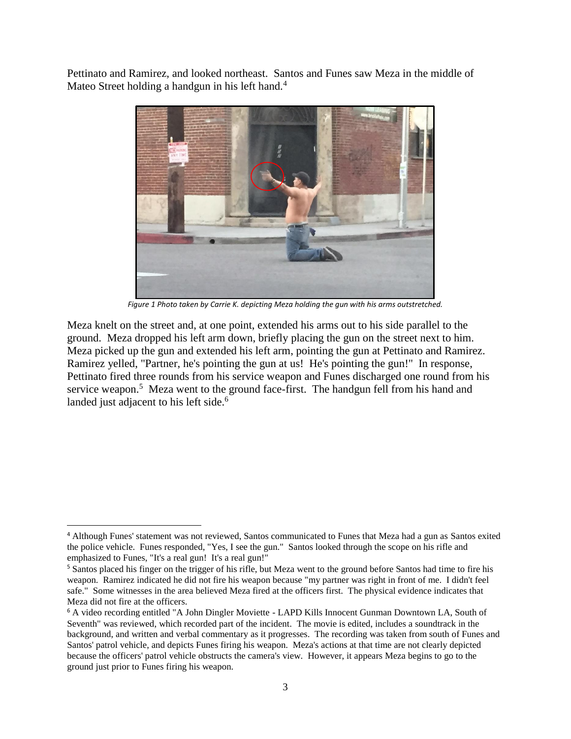Pettinato and Ramirez, and looked northeast. Santos and Funes saw Meza in the middle of Mateo Street holding a handgun in his left hand.[4]

*Figure 1 Photo taken by Carrie K. depicting Meza holding the gun with his arms outstretched.*

Meza knelt on the street and, at one point, extended his arms out to his side parallel to the ground. Meza dropped his left arm down, briefly placing the gun on the street next to him. Meza picked up the gun and extended his left arm, pointing the gun at Pettinato and Ramirez. Ramirez yelled, "Partner, he's pointing the gun at us! He's pointing the gun!" In response, Pettinato fired three rounds from his service weapon and Funes discharged one round from his service weapon.[5] Meza went to the ground face-first. The handgun fell from his hand and landed just adjacent to his left side.[6]

---

[4] Although Funes' statement was not reviewed, Santos communicated to Funes that Meza had a gun as Santos exited the police vehicle. Funes responded, "Yes, I see the gun." Santos looked through the scope on his rifle and emphasized to Funes, "It's a real gun! It's a real gun!"

[5] Santos placed his finger on the trigger of his rifle, but Meza went to the ground before Santos had time to fire his weapon. Ramirez indicated he did not fire his weapon because "my partner was right in front of me. I didn't feel safe." Some witnesses in the area believed Meza fired at the officers first. The physical evidence indicates that Meza did not fire at the officers.

[6] A video recording entitled "A John Dingler Moviette - LAPD Kills Innocent Gunman Downtown LA, South of Seventh" was reviewed, which recorded part of the incident. The movie is edited, includes a soundtrack in the background, and written and verbal commentary as it progresses. The recording was taken from south of Funes and Santos' patrol vehicle, and depicts Funes firing his weapon. Meza's actions at that time are not clearly depicted because the officers' patrol vehicle obstructs the camera's view. However, it appears Meza begins to go to the ground just prior to Funes firing his weapon.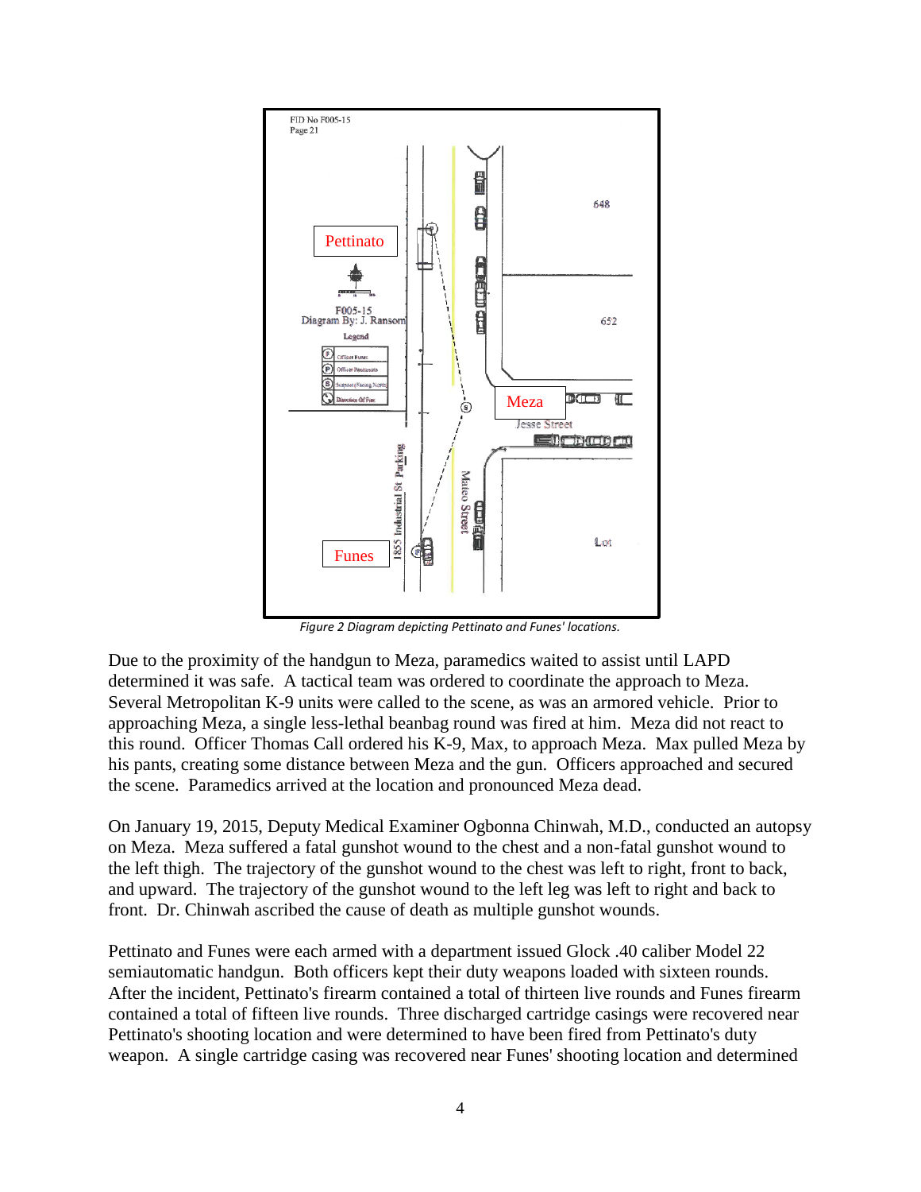*Figure 2 Diagram depicting Pettinato and Funes' locations.*

Due to the proximity of the handgun to Meza, paramedics waited to assist until LAPD determined it was safe. A tactical team was ordered to coordinate the approach to Meza. Several Metropolitan K-9 units were called to the scene, as was an armored vehicle. Prior to approaching Meza, a single less-lethal beanbag round was fired at him. Meza did not react to this round. Officer Thomas Call ordered his K-9, Max, to approach Meza. Max pulled Meza by his pants, creating some distance between Meza and the gun. Officers approached and secured the scene. Paramedics arrived at the location and pronounced Meza dead.

On January 19, 2015, Deputy Medical Examiner Ogbonna Chinwah, M.D., conducted an autopsy on Meza. Meza suffered a fatal gunshot wound to the chest and a non-fatal gunshot wound to the left thigh. The trajectory of the gunshot wound to the chest was left to right, front to back, and upward. The trajectory of the gunshot wound to the left leg was left to right and back to front. Dr. Chinwah ascribed the cause of death as multiple gunshot wounds.

Pettinato and Funes were each armed with a department issued Glock .40 caliber Model 22 semiautomatic handgun. Both officers kept their duty weapons loaded with sixteen rounds. After the incident, Pettinato's firearm contained a total of thirteen live rounds and Funes firearm contained a total of fifteen live rounds. Three discharged cartridge casings were recovered near Pettinato's shooting location and were determined to have been fired from Pettinato's duty weapon. A single cartridge casing was recovered near Funes' shooting location and determined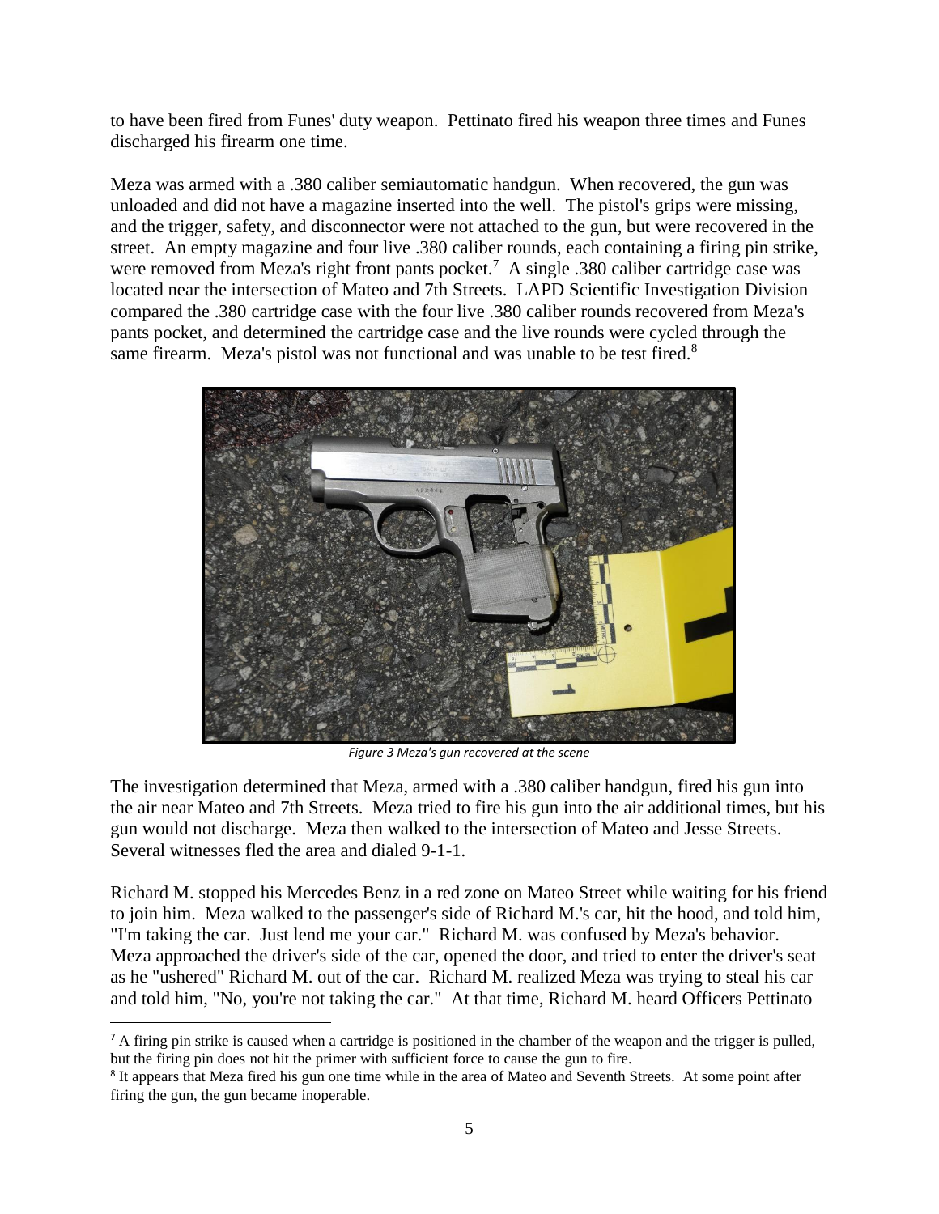to have been fired from Funes' duty weapon. Pettinato fired his weapon three times and Funes discharged his firearm one time.

Meza was armed with a .380 caliber semiautomatic handgun. When recovered, the gun was unloaded and did not have a magazine inserted into the well. The pistol's grips were missing, and the trigger, safety, and disconnector were not attached to the gun, but were recovered in the street. An empty magazine and four live .380 caliber rounds, each containing a firing pin strike, were removed from Meza's right front pants pocket.[7] A single .380 caliber cartridge case was located near the intersection of Mateo and 7th Streets. LAPD Scientific Investigation Division compared the .380 cartridge case with the four live .380 caliber rounds recovered from Meza's pants pocket, and determined the cartridge case and the live rounds were cycled through the same firearm. Meza's pistol was not functional and was unable to be test fired.[8]

*Figure 3 Meza's gun recovered at the scene*

The investigation determined that Meza, armed with a .380 caliber handgun, fired his gun into the air near Mateo and 7th Streets. Meza tried to fire his gun into the air additional times, but his gun would not discharge. Meza then walked to the intersection of Mateo and Jesse Streets. Several witnesses fled the area and dialed 9-1-1.

Richard M. stopped his Mercedes Benz in a red zone on Mateo Street while waiting for his friend to join him. Meza walked to the passenger's side of Richard M.'s car, hit the hood, and told him, "I'm taking the car. Just lend me your car." Richard M. was confused by Meza's behavior. Meza approached the driver's side of the car, opened the door, and tried to enter the driver's seat as he "ushered" Richard M. out of the car. Richard M. realized Meza was trying to steal his car and told him, "No, you're not taking the car." At that time, Richard M. heard Officers Pettinato

---

[7] A firing pin strike is caused when a cartridge is positioned in the chamber of the weapon and the trigger is pulled, but the firing pin does not hit the primer with sufficient force to cause the gun to fire.

[8] It appears that Meza fired his gun one time while in the area of Mateo and Seventh Streets. At some point after firing the gun, the gun became inoperable.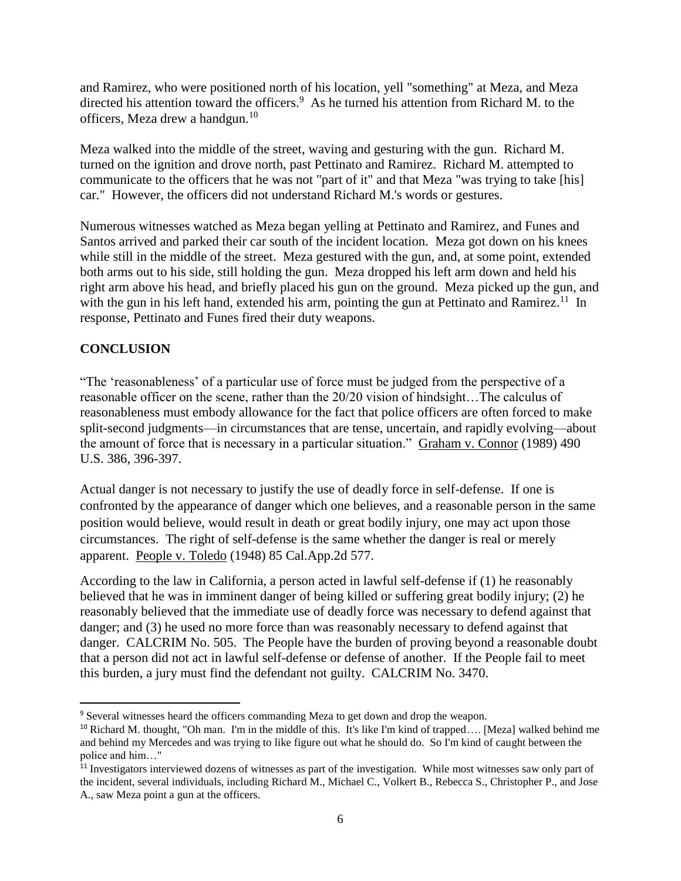and Ramirez, who were positioned north of his location, yell "something" at Meza, and Meza directed his attention toward the officers.[9] As he turned his attention from Richard M. to the officers, Meza drew a handgun.[10]

Meza walked into the middle of the street, waving and gesturing with the gun. Richard M. turned on the ignition and drove north, past Pettinato and Ramirez. Richard M. attempted to communicate to the officers that he was not "part of it" and that Meza "was trying to take [his] car." However, the officers did not understand Richard M.'s words or gestures.

Numerous witnesses watched as Meza began yelling at Pettinato and Ramirez, and Funes and Santos arrived and parked their car south of the incident location. Meza got down on his knees while still in the middle of the street. Meza gestured with the gun, and, at some point, extended both arms out to his side, still holding the gun. Meza dropped his left arm down and held his right arm above his head, and briefly placed his gun on the ground. Meza picked up the gun, and with the gun in his left hand, extended his arm, pointing the gun at Pettinato and Ramirez.[11] In response, Pettinato and Funes fired their duty weapons.

## CONCLUSION

"The 'reasonableness' of a particular use of force must be judged from the perspective of a reasonable officer on the scene, rather than the 20/20 vision of hindsight…The calculus of reasonableness must embody allowance for the fact that police officers are often forced to make split-second judgments—in circumstances that are tense, uncertain, and rapidly evolving—about the amount of force that is necessary in a particular situation." Graham v. Connor (1989) 490 U.S. 386, 396-397.

Actual danger is not necessary to justify the use of deadly force in self-defense. If one is confronted by the appearance of danger which one believes, and a reasonable person in the same position would believe, would result in death or great bodily injury, one may act upon those circumstances. The right of self-defense is the same whether the danger is real or merely apparent. People v. Toledo (1948) 85 Cal.App.2d 577.

According to the law in California, a person acted in lawful self-defense if (1) he reasonably believed that he was in imminent danger of being killed or suffering great bodily injury; (2) he reasonably believed that the immediate use of deadly force was necessary to defend against that danger; and (3) he used no more force than was reasonably necessary to defend against that danger. CALCRIM No. 505. The People have the burden of proving beyond a reasonable doubt that a person did not act in lawful self-defense or defense of another. If the People fail to meet this burden, a jury must find the defendant not guilty. CALCRIM No. 3470.

---

[9] Several witnesses heard the officers commanding Meza to get down and drop the weapon.

[10] Richard M. thought, "Oh man. I'm in the middle of this. It's like I'm kind of trapped…. [Meza] walked behind me and behind my Mercedes and was trying to like figure out what he should do. So I'm kind of caught between the police and him…"

[11] Investigators interviewed dozens of witnesses as part of the investigation. While most witnesses saw only part of the incident, several individuals, including Richard M., Michael C., Volkert B., Rebecca S., Christopher P., and Jose A., saw Meza point a gun at the officers.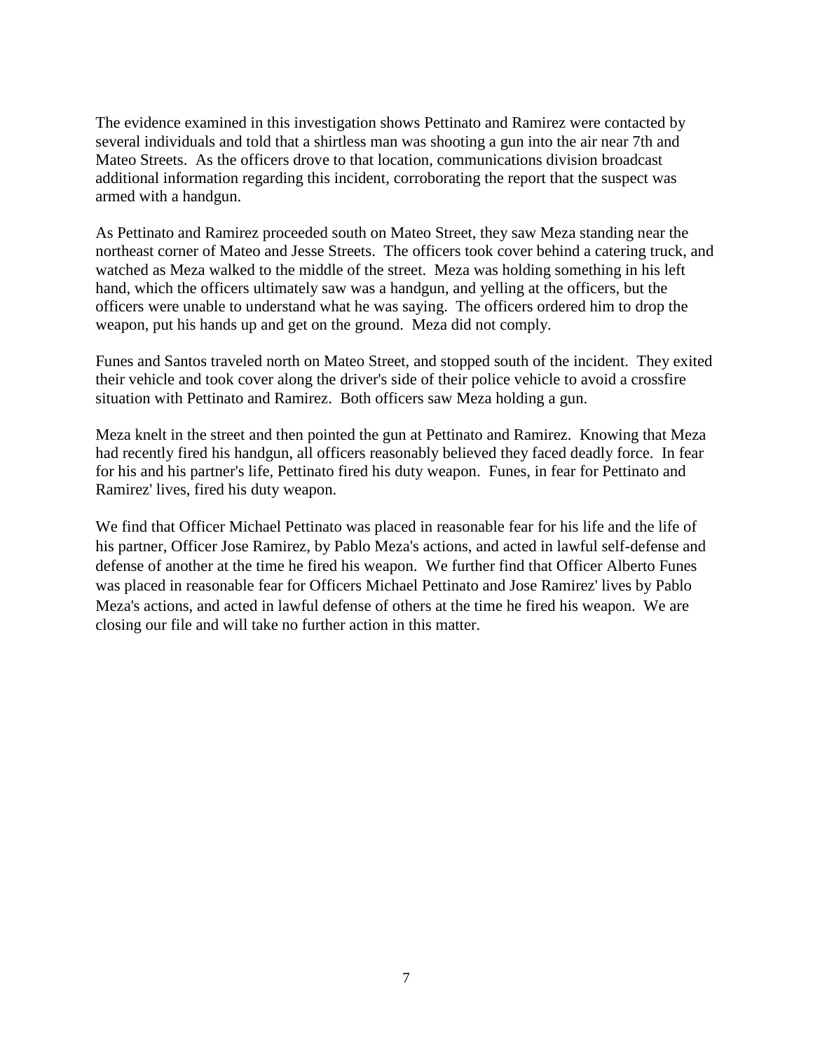The evidence examined in this investigation shows Pettinato and Ramirez were contacted by several individuals and told that a shirtless man was shooting a gun into the air near 7th and Mateo Streets. As the officers drove to that location, communications division broadcast additional information regarding this incident, corroborating the report that the suspect was armed with a handgun.

As Pettinato and Ramirez proceeded south on Mateo Street, they saw Meza standing near the northeast corner of Mateo and Jesse Streets. The officers took cover behind a catering truck, and watched as Meza walked to the middle of the street. Meza was holding something in his left hand, which the officers ultimately saw was a handgun, and yelling at the officers, but the officers were unable to understand what he was saying. The officers ordered him to drop the weapon, put his hands up and get on the ground. Meza did not comply.

Funes and Santos traveled north on Mateo Street, and stopped south of the incident. They exited their vehicle and took cover along the driver's side of their police vehicle to avoid a crossfire situation with Pettinato and Ramirez. Both officers saw Meza holding a gun.

Meza knelt in the street and then pointed the gun at Pettinato and Ramirez. Knowing that Meza had recently fired his handgun, all officers reasonably believed they faced deadly force. In fear for his and his partner's life, Pettinato fired his duty weapon. Funes, in fear for Pettinato and Ramirez' lives, fired his duty weapon.

We find that Officer Michael Pettinato was placed in reasonable fear for his life and the life of his partner, Officer Jose Ramirez, by Pablo Meza's actions, and acted in lawful self-defense and defense of another at the time he fired his weapon. We further find that Officer Alberto Funes was placed in reasonable fear for Officers Michael Pettinato and Jose Ramirez' lives by Pablo Meza's actions, and acted in lawful defense of others at the time he fired his weapon. We are closing our file and will take no further action in this matter.